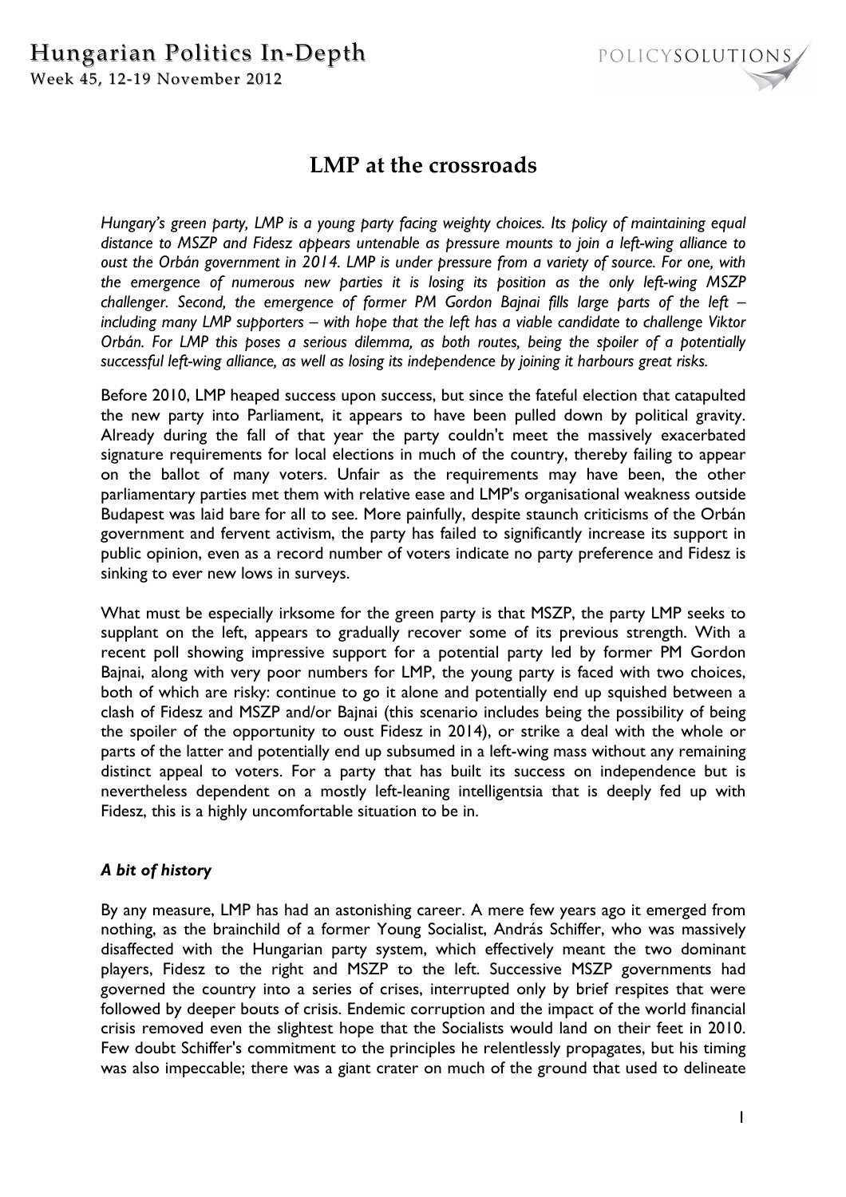# LMP at the crossroads

*Hungary's green party, LMP is a young party facing weighty choices. Its policy of maintaining equal distance to MSZP and Fidesz appears untenable as pressure mounts to join a left-wing alliance to oust the Orbán government in 2014. LMP is under pressure from a variety of source. For one, with the emergence of numerous new parties it is losing its position as the only left-wing MSZP challenger. Second, the emergence of former PM Gordon Bajnai fills large parts of the left – including many LMP supporters – with hope that the left has a viable candidate to challenge Viktor Orbán. For LMP this poses a serious dilemma, as both routes, being the spoiler of a potentially successful left-wing alliance, as well as losing its independence by joining it harbours great risks.*

Before 2010, LMP heaped success upon success, but since the fateful election that catapulted the new party into Parliament, it appears to have been pulled down by political gravity. Already during the fall of that year the party couldn't meet the massively exacerbated signature requirements for local elections in much of the country, thereby failing to appear on the ballot of many voters. Unfair as the requirements may have been, the other parliamentary parties met them with relative ease and LMP's organisational weakness outside Budapest was laid bare for all to see. More painfully, despite staunch criticisms of the Orbán government and fervent activism, the party has failed to significantly increase its support in public opinion, even as a record number of voters indicate no party preference and Fidesz is sinking to ever new lows in surveys.

What must be especially irksome for the green party is that MSZP, the party LMP seeks to supplant on the left, appears to gradually recover some of its previous strength. With a recent poll showing impressive support for a potential party led by former PM Gordon Bajnai, along with very poor numbers for LMP, the young party is faced with two choices, both of which are risky: continue to go it alone and potentially end up squished between a clash of Fidesz and MSZP and/or Bajnai (this scenario includes being the possibility of being the spoiler of the opportunity to oust Fidesz in 2014), or strike a deal with the whole or parts of the latter and potentially end up subsumed in a left-wing mass without any remaining distinct appeal to voters. For a party that has built its success on independence but is nevertheless dependent on a mostly left-leaning intelligentsia that is deeply fed up with Fidesz, this is a highly uncomfortable situation to be in.

### *A bit of history*

By any measure, LMP has had an astonishing career. A mere few years ago it emerged from nothing, as the brainchild of a former Young Socialist, András Schiffer, who was massively disaffected with the Hungarian party system, which effectively meant the two dominant players, Fidesz to the right and MSZP to the left. Successive MSZP governments had governed the country into a series of crises, interrupted only by brief respites that were followed by deeper bouts of crisis. Endemic corruption and the impact of the world financial crisis removed even the slightest hope that the Socialists would land on their feet in 2010. Few doubt Schiffer's commitment to the principles he relentlessly propagates, but his timing was also impeccable; there was a giant crater on much of the ground that used to delineate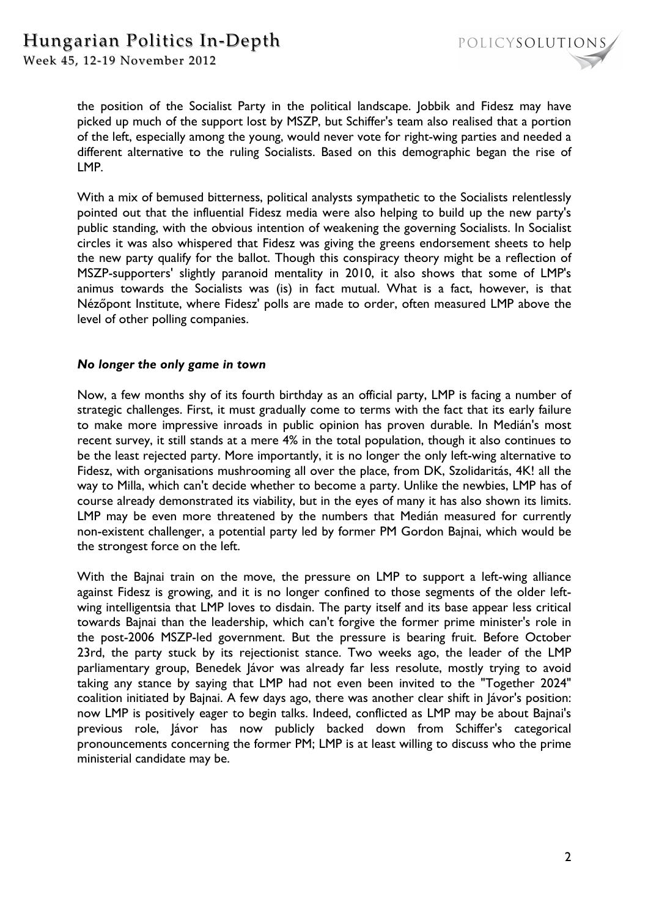the position of the Socialist Party in the political landscape. Jobbik and Fidesz may have picked up much of the support lost by MSZP, but Schiffer's team also realised that a portion of the left, especially among the young, would never vote for right-wing parties and needed a different alternative to the ruling Socialists. Based on this demographic began the rise of LMP.

With a mix of bemused bitterness, political analysts sympathetic to the Socialists relentlessly pointed out that the influential Fidesz media were also helping to build up the new party's public standing, with the obvious intention of weakening the governing Socialists. In Socialist circles it was also whispered that Fidesz was giving the greens endorsement sheets to help the new party qualify for the ballot. Though this conspiracy theory might be a reflection of MSZP-supporters' slightly paranoid mentality in 2010, it also shows that some of LMP's animus towards the Socialists was (is) in fact mutual. What is a fact, however, is that Nézőpont Institute, where Fidesz' polls are made to order, often measured LMP above the level of other polling companies.

***No longer the only game in town***

Now, a few months shy of its fourth birthday as an official party, LMP is facing a number of strategic challenges. First, it must gradually come to terms with the fact that its early failure to make more impressive inroads in public opinion has proven durable. In Medián's most recent survey, it still stands at a mere 4% in the total population, though it also continues to be the least rejected party. More importantly, it is no longer the only left-wing alternative to Fidesz, with organisations mushrooming all over the place, from DK, Szolidaritás, 4K! all the way to Milla, which can't decide whether to become a party. Unlike the newbies, LMP has of course already demonstrated its viability, but in the eyes of many it has also shown its limits. LMP may be even more threatened by the numbers that Medián measured for currently non-existent challenger, a potential party led by former PM Gordon Bajnai, which would be the strongest force on the left.

With the Bajnai train on the move, the pressure on LMP to support a left-wing alliance against Fidesz is growing, and it is no longer confined to those segments of the older left-wing intelligentsia that LMP loves to disdain. The party itself and its base appear less critical towards Bajnai than the leadership, which can't forgive the former prime minister's role in the post-2006 MSZP-led government. But the pressure is bearing fruit. Before October 23rd, the party stuck by its rejectionist stance. Two weeks ago, the leader of the LMP parliamentary group, Benedek Jávor was already far less resolute, mostly trying to avoid taking any stance by saying that LMP had not even been invited to the "Together 2024" coalition initiated by Bajnai. A few days ago, there was another clear shift in Jávor's position: now LMP is positively eager to begin talks. Indeed, conflicted as LMP may be about Bajnai's previous role, Jávor has now publicly backed down from Schiffer's categorical pronouncements concerning the former PM; LMP is at least willing to discuss who the prime ministerial candidate may be.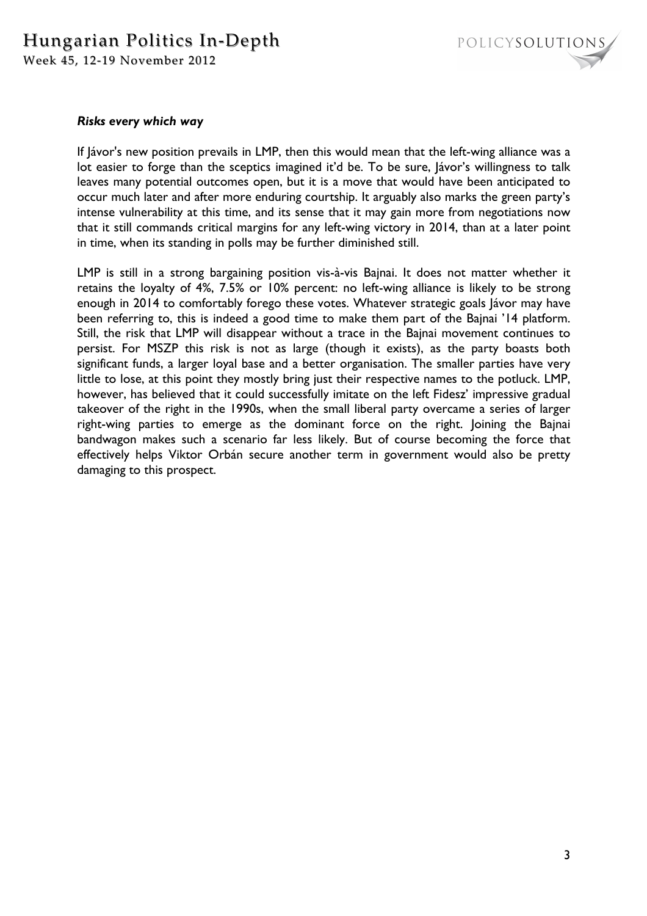***Risks every which way***

If Jávor's new position prevails in LMP, then this would mean that the left-wing alliance was a lot easier to forge than the sceptics imagined it'd be. To be sure, Jávor's willingness to talk leaves many potential outcomes open, but it is a move that would have been anticipated to occur much later and after more enduring courtship. It arguably also marks the green party's intense vulnerability at this time, and its sense that it may gain more from negotiations now that it still commands critical margins for any left-wing victory in 2014, than at a later point in time, when its standing in polls may be further diminished still.

LMP is still in a strong bargaining position vis-à-vis Bajnai. It does not matter whether it retains the loyalty of 4%, 7.5% or 10% percent: no left-wing alliance is likely to be strong enough in 2014 to comfortably forego these votes. Whatever strategic goals Jávor may have been referring to, this is indeed a good time to make them part of the Bajnai '14 platform. Still, the risk that LMP will disappear without a trace in the Bajnai movement continues to persist. For MSZP this risk is not as large (though it exists), as the party boasts both significant funds, a larger loyal base and a better organisation. The smaller parties have very little to lose, at this point they mostly bring just their respective names to the potluck. LMP, however, has believed that it could successfully imitate on the left Fidesz' impressive gradual takeover of the right in the 1990s, when the small liberal party overcame a series of larger right-wing parties to emerge as the dominant force on the right. Joining the Bajnai bandwagon makes such a scenario far less likely. But of course becoming the force that effectively helps Viktor Orbán secure another term in government would also be pretty damaging to this prospect.